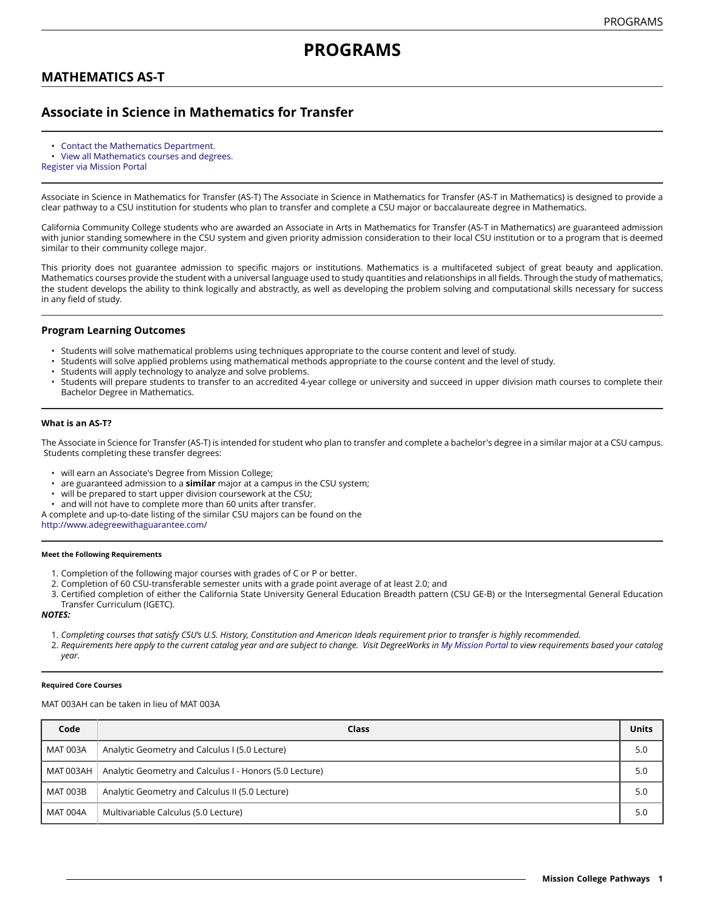# PROGRAMS

## MATHEMATICS AS-T

## Associate in Science in Mathematics for Transfer

- Contact the Mathematics Department.
- View all Mathematics courses and degrees.

Register via Mission Portal

Associate in Science in Mathematics for Transfer (AS-T) The Associate in Science in Mathematics for Transfer (AS-T in Mathematics) is designed to provide a clear pathway to a CSU institution for students who plan to transfer and complete a CSU major or baccalaureate degree in Mathematics.

California Community College students who are awarded an Associate in Arts in Mathematics for Transfer (AS-T in Mathematics) are guaranteed admission with junior standing somewhere in the CSU system and given priority admission consideration to their local CSU institution or to a program that is deemed similar to their community college major.

This priority does not guarantee admission to specific majors or institutions. Mathematics is a multifaceted subject of great beauty and application. Mathematics courses provide the student with a universal language used to study quantities and relationships in all fields. Through the study of mathematics, the student develops the ability to think logically and abstractly, as well as developing the problem solving and computational skills necessary for success in any field of study.

### Program Learning Outcomes

- Students will solve mathematical problems using techniques appropriate to the course content and level of study.
- Students will solve applied problems using mathematical methods appropriate to the course content and the level of study.
- Students will apply technology to analyze and solve problems.
- Students will prepare students to transfer to an accredited 4-year college or university and succeed in upper division math courses to complete their Bachelor Degree in Mathematics.

#### What is an AS-T?

The Associate in Science for Transfer (AS-T) is intended for student who plan to transfer and complete a bachelor's degree in a similar major at a CSU campus. Students completing these transfer degrees:

- will earn an Associate's Degree from Mission College;
- are guaranteed admission to a **similar** major at a campus in the CSU system;
- will be prepared to start upper division coursework at the CSU;
- and will not have to complete more than 60 units after transfer.

A complete and up-to-date listing of the similar CSU majors can be found on the http://www.adegreewithaguarantee.com/

##### Meet the Following Requirements

1. Completion of the following major courses with grades of C or P or better.
2. Completion of 60 CSU-transferable semester units with a grade point average of at least 2.0; and
3. Certified completion of either the California State University General Education Breadth pattern (CSU GE-B) or the Intersegmental General Education Transfer Curriculum (IGETC).

***NOTES:***

1. *Completing courses that satisfy CSU's U.S. History, Constitution and American Ideals requirement prior to transfer is highly recommended.*
2. *Requirements here apply to the current catalog year and are subject to change. Visit DegreeWorks in My Mission Portal to view requirements based your catalog year.*

##### Required Core Courses

MAT 003AH can be taken in lieu of MAT 003A

| Code | Class | Units |
|---|---|---|
| MAT 003A | Analytic Geometry and Calculus I (5.0 Lecture) | 5.0 |
| MAT 003AH | Analytic Geometry and Calculus I - Honors (5.0 Lecture) | 5.0 |
| MAT 003B | Analytic Geometry and Calculus II (5.0 Lecture) | 5.0 |
| MAT 004A | Multivariable Calculus (5.0 Lecture) | 5.0 |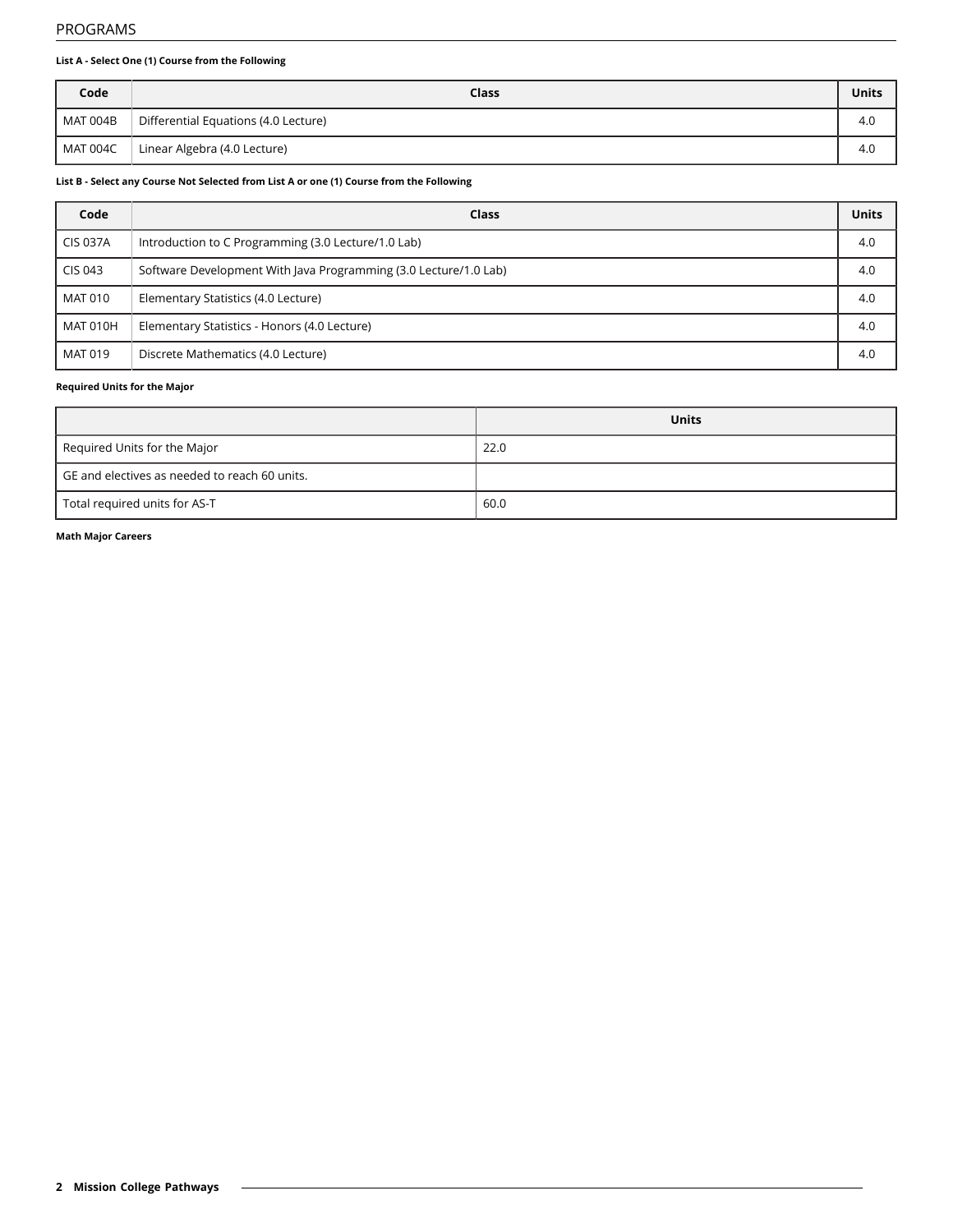#### List A - Select One (1) Course from the Following

| Code | Class | Units |
|---|---|---|
| MAT 004B | Differential Equations (4.0 Lecture) | 4.0 |
| MAT 004C | Linear Algebra (4.0 Lecture) | 4.0 |

#### List B - Select any Course Not Selected from List A or one (1) Course from the Following

| Code | Class | Units |
|---|---|---|
| CIS 037A | Introduction to C Programming (3.0 Lecture/1.0 Lab) | 4.0 |
| CIS 043 | Software Development With Java Programming (3.0 Lecture/1.0 Lab) | 4.0 |
| MAT 010 | Elementary Statistics (4.0 Lecture) | 4.0 |
| MAT 010H | Elementary Statistics - Honors (4.0 Lecture) | 4.0 |
| MAT 019 | Discrete Mathematics (4.0 Lecture) | 4.0 |

#### Required Units for the Major

| | Units |
|---|---|
| Required Units for the Major | 22.0 |
| GE and electives as needed to reach 60 units. | |
| Total required units for AS-T | 60.0 |

#### Math Major Careers